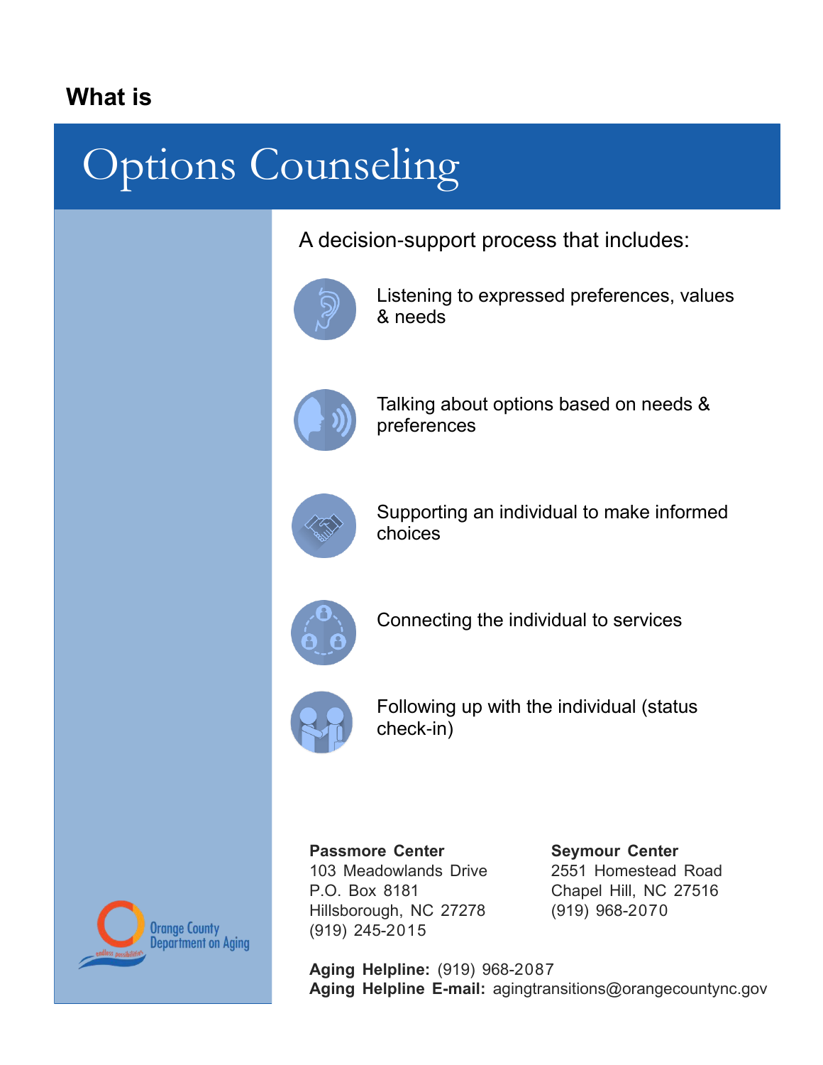**What is**

# Options Counseling

A decision-support process that includes:

- Listening to expressed preferences, values & needs
- Talking about options based on needs & preferences
- Supporting an individual to make informed choices
- Connecting the individual to services
- Following up with the individual (status check-in)

**Passmore Center**
103 Meadowlands Drive
P.O. Box 8181
Hillsborough, NC 27278
(919) 245-2015

**Seymour Center**
2551 Homestead Road
Chapel Hill, NC 27516
(919) 968-2070

**Aging Helpline:** (919) 968-2087
**Aging Helpline E-mail:** agingtransitions@orangecountync.gov

Orange County Department on Aging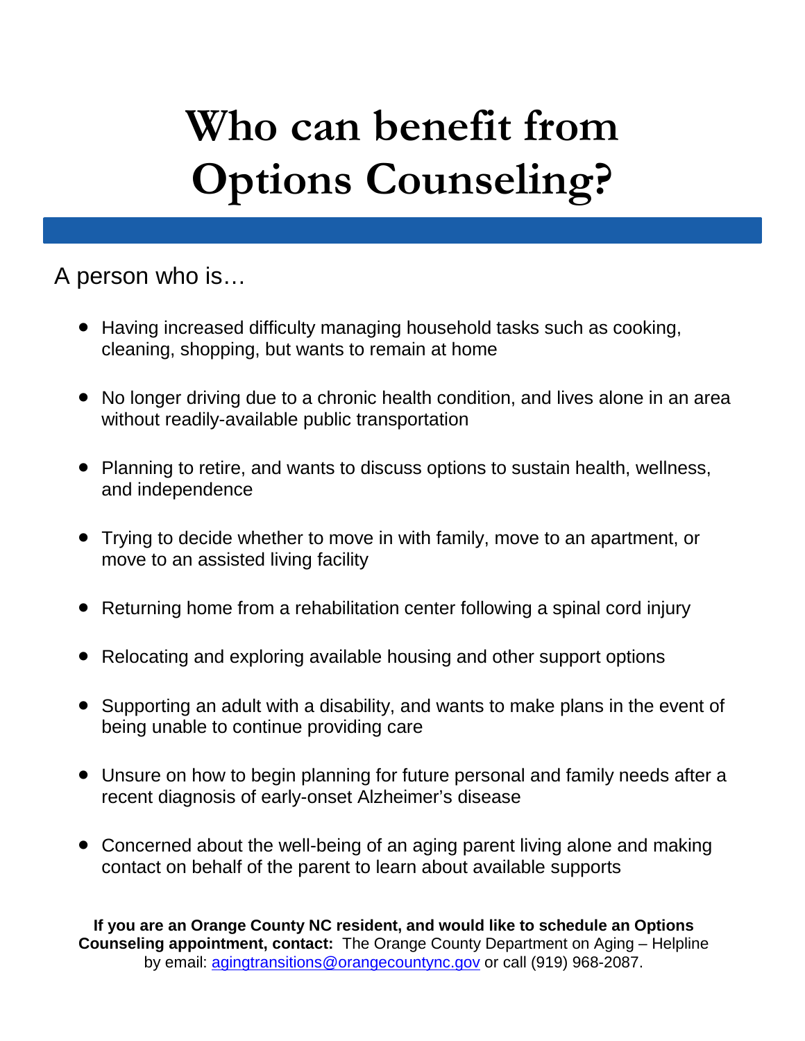# Who can benefit from Options Counseling?

A person who is…

- Having increased difficulty managing household tasks such as cooking, cleaning, shopping, but wants to remain at home
- No longer driving due to a chronic health condition, and lives alone in an area without readily-available public transportation
- Planning to retire, and wants to discuss options to sustain health, wellness, and independence
- Trying to decide whether to move in with family, move to an apartment, or move to an assisted living facility
- Returning home from a rehabilitation center following a spinal cord injury
- Relocating and exploring available housing and other support options
- Supporting an adult with a disability, and wants to make plans in the event of being unable to continue providing care
- Unsure on how to begin planning for future personal and family needs after a recent diagnosis of early-onset Alzheimer's disease
- Concerned about the well-being of an aging parent living alone and making contact on behalf of the parent to learn about available supports

**If you are an Orange County NC resident, and would like to schedule an Options Counseling appointment, contact:** The Orange County Department on Aging – Helpline by email: agingtransitions@orangecountync.gov or call (919) 968-2087.